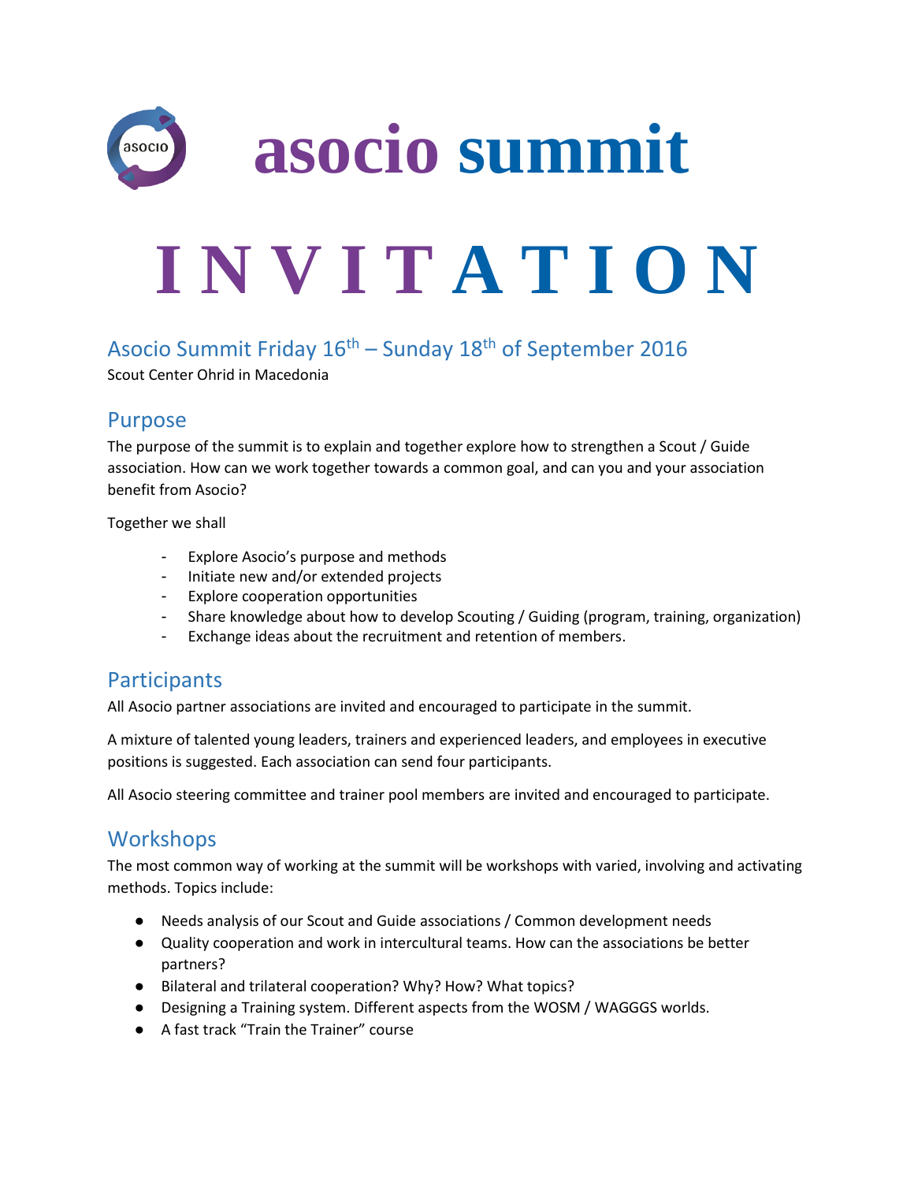# asocio summit

# I N V I T A T I O N

## Asocio Summit Friday 16th – Sunday 18th of September 2016

Scout Center Ohrid in Macedonia

## Purpose

The purpose of the summit is to explain and together explore how to strengthen a Scout / Guide association. How can we work together towards a common goal, and can you and your association benefit from Asocio?

Together we shall

- Explore Asocio's purpose and methods
- Initiate new and/or extended projects
- Explore cooperation opportunities
- Share knowledge about how to develop Scouting / Guiding (program, training, organization)
- Exchange ideas about the recruitment and retention of members.

## Participants

All Asocio partner associations are invited and encouraged to participate in the summit.

A mixture of talented young leaders, trainers and experienced leaders, and employees in executive positions is suggested. Each association can send four participants.

All Asocio steering committee and trainer pool members are invited and encouraged to participate.

## Workshops

The most common way of working at the summit will be workshops with varied, involving and activating methods. Topics include:

- Needs analysis of our Scout and Guide associations / Common development needs
- Quality cooperation and work in intercultural teams. How can the associations be better partners?
- Bilateral and trilateral cooperation? Why? How? What topics?
- Designing a Training system. Different aspects from the WOSM / WAGGGS worlds.
- A fast track "Train the Trainer" course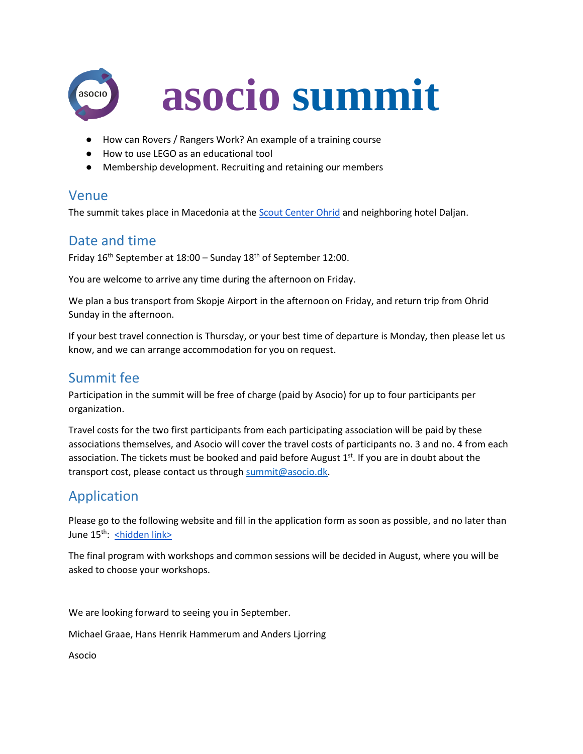# asocio summit

- How can Rovers / Rangers Work? An example of a training course
- How to use LEGO as an educational tool
- Membership development. Recruiting and retaining our members

## Venue

The summit takes place in Macedonia at the Scout Center Ohrid and neighboring hotel Daljan.

## Date and time

Friday 16th September at 18:00 – Sunday 18th of September 12:00.

You are welcome to arrive any time during the afternoon on Friday.

We plan a bus transport from Skopje Airport in the afternoon on Friday, and return trip from Ohrid Sunday in the afternoon.

If your best travel connection is Thursday, or your best time of departure is Monday, then please let us know, and we can arrange accommodation for you on request.

## Summit fee

Participation in the summit will be free of charge (paid by Asocio) for up to four participants per organization.

Travel costs for the two first participants from each participating association will be paid by these associations themselves, and Asocio will cover the travel costs of participants no. 3 and no. 4 from each association. The tickets must be booked and paid before August 1st. If you are in doubt about the transport cost, please contact us through summit@asocio.dk.

## Application

Please go to the following website and fill in the application form as soon as possible, and no later than June 15th: <hidden link>

The final program with workshops and common sessions will be decided in August, where you will be asked to choose your workshops.

We are looking forward to seeing you in September.

Michael Graae, Hans Henrik Hammerum and Anders Ljorring

Asocio